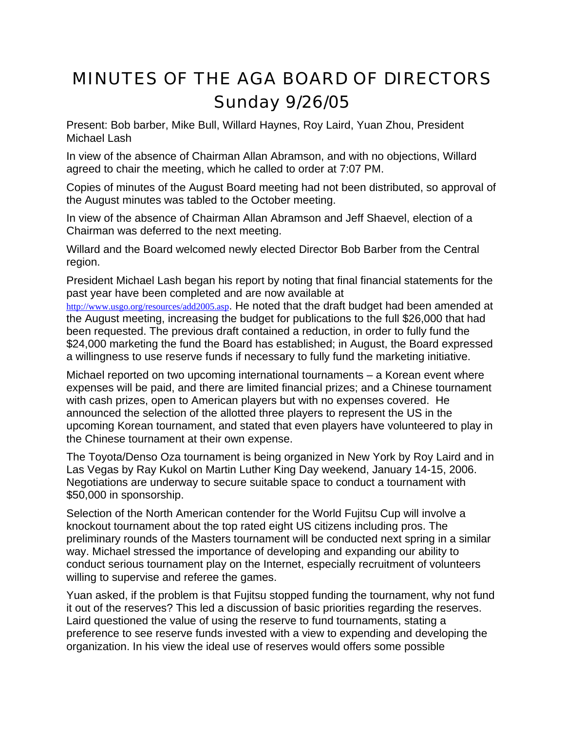# MINUTES OF THE AGA BOARD OF DIRECTORS Sunday 9/26/05

Present: Bob barber, Mike Bull, Willard Haynes, Roy Laird, Yuan Zhou, President Michael Lash

In view of the absence of Chairman Allan Abramson, and with no objections, Willard agreed to chair the meeting, which he called to order at 7:07 PM.

Copies of minutes of the August Board meeting had not been distributed, so approval of the August minutes was tabled to the October meeting.

In view of the absence of Chairman Allan Abramson and Jeff Shaevel, election of a Chairman was deferred to the next meeting.

Willard and the Board welcomed newly elected Director Bob Barber from the Central region.

President Michael Lash began his report by noting that final financial statements for the past year have been completed and are now available at http://www.usgo.org/resources/add2005.asp. He noted that the draft budget had been amended at the August meeting, increasing the budget for publications to the full $26,000 that had been requested. The previous draft contained a reduction, in order to fully fund the $24,000 marketing the fund the Board has established; in August, the Board expressed a willingness to use reserve funds if necessary to fully fund the marketing initiative.

Michael reported on two upcoming international tournaments – a Korean event where expenses will be paid, and there are limited financial prizes; and a Chinese tournament with cash prizes, open to American players but with no expenses covered. He announced the selection of the allotted three players to represent the US in the upcoming Korean tournament, and stated that even players have volunteered to play in the Chinese tournament at their own expense.

The Toyota/Denso Oza tournament is being organized in New York by Roy Laird and in Las Vegas by Ray Kukol on Martin Luther King Day weekend, January 14-15, 2006. Negotiations are underway to secure suitable space to conduct a tournament with $50,000 in sponsorship.

Selection of the North American contender for the World Fujitsu Cup will involve a knockout tournament about the top rated eight US citizens including pros. The preliminary rounds of the Masters tournament will be conducted next spring in a similar way. Michael stressed the importance of developing and expanding our ability to conduct serious tournament play on the Internet, especially recruitment of volunteers willing to supervise and referee the games.

Yuan asked, if the problem is that Fujitsu stopped funding the tournament, why not fund it out of the reserves? This led a discussion of basic priorities regarding the reserves. Laird questioned the value of using the reserve to fund tournaments, stating a preference to see reserve funds invested with a view to expending and developing the organization. In his view the ideal use of reserves would offers some possible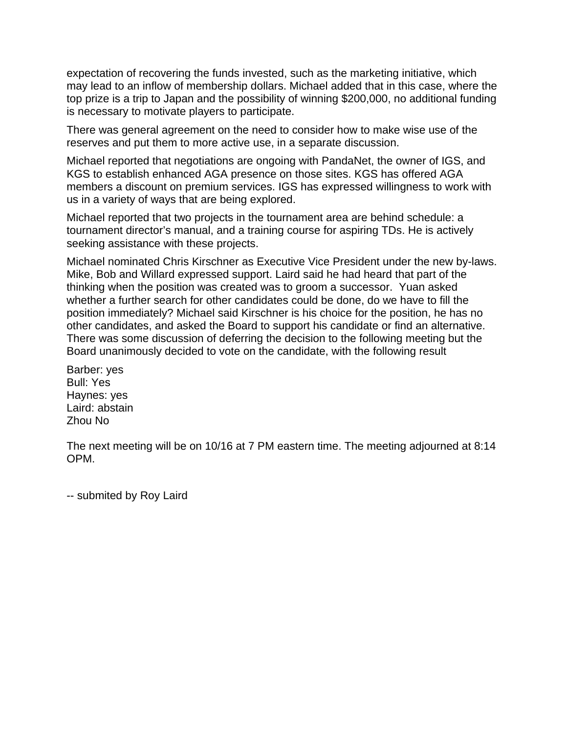expectation of recovering the funds invested, such as the marketing initiative, which may lead to an inflow of membership dollars. Michael added that in this case, where the top prize is a trip to Japan and the possibility of winning $200,000, no additional funding is necessary to motivate players to participate.

There was general agreement on the need to consider how to make wise use of the reserves and put them to more active use, in a separate discussion.

Michael reported that negotiations are ongoing with PandaNet, the owner of IGS, and KGS to establish enhanced AGA presence on those sites. KGS has offered AGA members a discount on premium services. IGS has expressed willingness to work with us in a variety of ways that are being explored.

Michael reported that two projects in the tournament area are behind schedule: a tournament director's manual, and a training course for aspiring TDs. He is actively seeking assistance with these projects.

Michael nominated Chris Kirschner as Executive Vice President under the new by-laws. Mike, Bob and Willard expressed support. Laird said he had heard that part of the thinking when the position was created was to groom a successor. Yuan asked whether a further search for other candidates could be done, do we have to fill the position immediately? Michael said Kirschner is his choice for the position, he has no other candidates, and asked the Board to support his candidate or find an alternative. There was some discussion of deferring the decision to the following meeting but the Board unanimously decided to vote on the candidate, with the following result

Barber: yes
Bull: Yes
Haynes: yes
Laird: abstain
Zhou No

The next meeting will be on 10/16 at 7 PM eastern time. The meeting adjourned at 8:14 OPM.

-- submited by Roy Laird